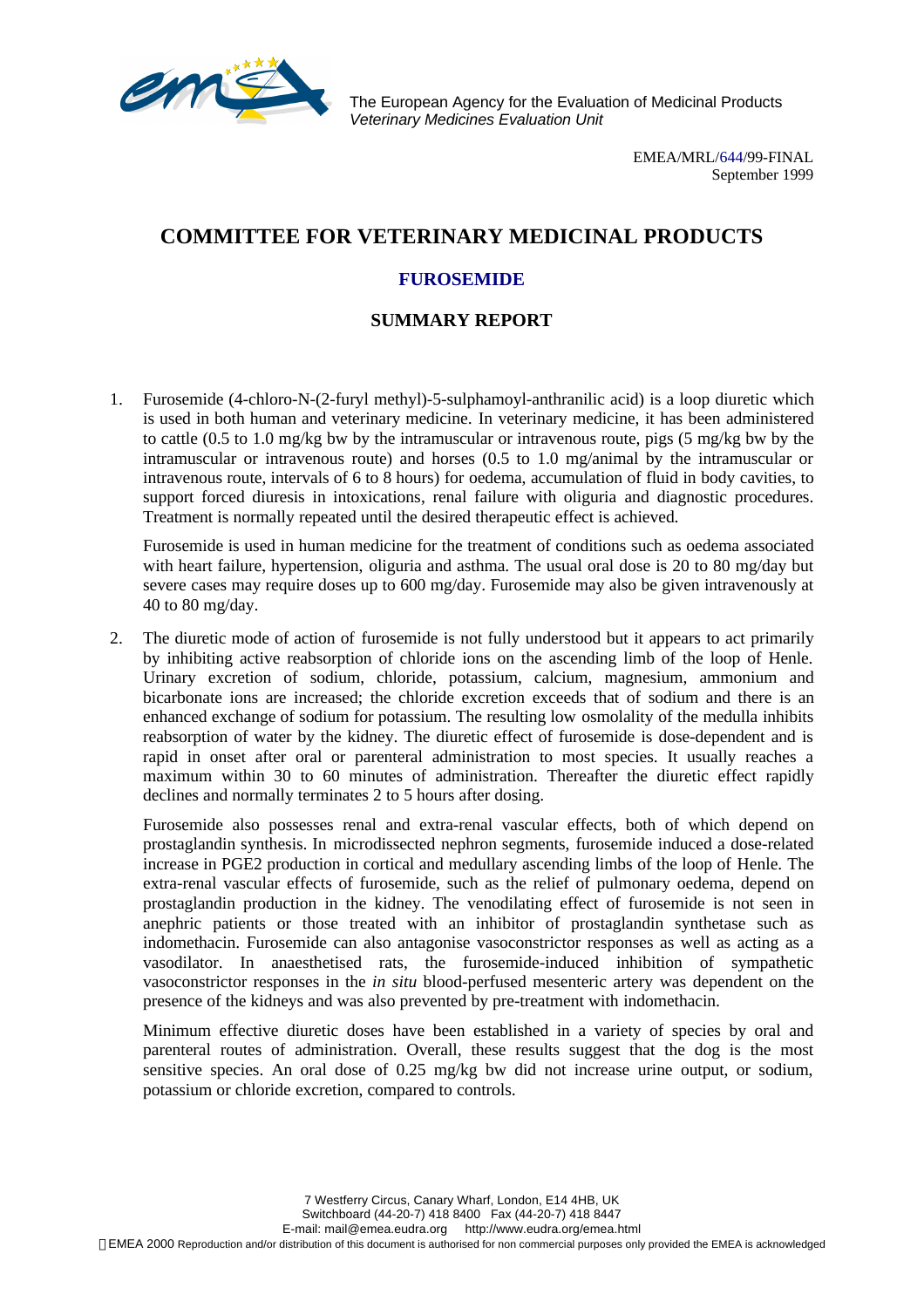The European Agency for the Evaluation of Medicinal Products
*Veterinary Medicines Evaluation Unit*

EMEA/MRL/644/99-FINAL
September 1999

# COMMITTEE FOR VETERINARY MEDICINAL PRODUCTS

## FUROSEMIDE

## SUMMARY REPORT

1. Furosemide (4-chloro-N-(2-furyl methyl)-5-sulphamoyl-anthranilic acid) is a loop diuretic which is used in both human and veterinary medicine. In veterinary medicine, it has been administered to cattle (0.5 to 1.0 mg/kg bw by the intramuscular or intravenous route, pigs (5 mg/kg bw by the intramuscular or intravenous route) and horses (0.5 to 1.0 mg/animal by the intramuscular or intravenous route, intervals of 6 to 8 hours) for oedema, accumulation of fluid in body cavities, to support forced diuresis in intoxications, renal failure with oliguria and diagnostic procedures. Treatment is normally repeated until the desired therapeutic effect is achieved.

   Furosemide is used in human medicine for the treatment of conditions such as oedema associated with heart failure, hypertension, oliguria and asthma. The usual oral dose is 20 to 80 mg/day but severe cases may require doses up to 600 mg/day. Furosemide may also be given intravenously at 40 to 80 mg/day.

2. The diuretic mode of action of furosemide is not fully understood but it appears to act primarily by inhibiting active reabsorption of chloride ions on the ascending limb of the loop of Henle. Urinary excretion of sodium, chloride, potassium, calcium, magnesium, ammonium and bicarbonate ions are increased; the chloride excretion exceeds that of sodium and there is an enhanced exchange of sodium for potassium. The resulting low osmolality of the medulla inhibits reabsorption of water by the kidney. The diuretic effect of furosemide is dose-dependent and is rapid in onset after oral or parenteral administration to most species. It usually reaches a maximum within 30 to 60 minutes of administration. Thereafter the diuretic effect rapidly declines and normally terminates 2 to 5 hours after dosing.

   Furosemide also possesses renal and extra-renal vascular effects, both of which depend on prostaglandin synthesis. In microdissected nephron segments, furosemide induced a dose-related increase in PGE2 production in cortical and medullary ascending limbs of the loop of Henle. The extra-renal vascular effects of furosemide, such as the relief of pulmonary oedema, depend on prostaglandin production in the kidney. The venodilating effect of furosemide is not seen in anephric patients or those treated with an inhibitor of prostaglandin synthetase such as indomethacin. Furosemide can also antagonise vasoconstrictor responses as well as acting as a vasodilator. In anaesthetised rats, the furosemide-induced inhibition of sympathetic vasoconstrictor responses in the *in situ* blood-perfused mesenteric artery was dependent on the presence of the kidneys and was also prevented by pre-treatment with indomethacin.

   Minimum effective diuretic doses have been established in a variety of species by oral and parenteral routes of administration. Overall, these results suggest that the dog is the most sensitive species. An oral dose of 0.25 mg/kg bw did not increase urine output, or sodium, potassium or chloride excretion, compared to controls.

7 Westferry Circus, Canary Wharf, London, E14 4HB, UK
Switchboard (44-20-7) 418 8400 Fax (44-20-7) 418 8447
E-mail: mail@emea.eudra.org http://www.eudra.org/emea.html
©EMEA 2000 Reproduction and/or distribution of this document is authorised for non commercial purposes only provided the EMEA is acknowledged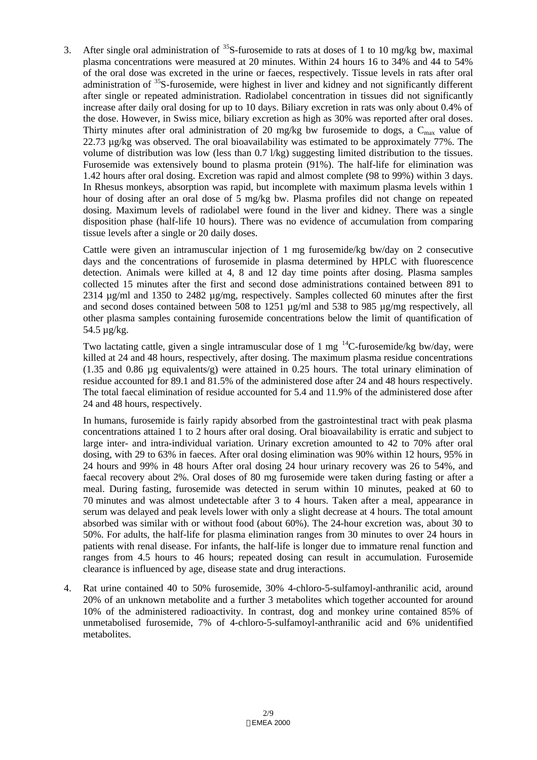3. After single oral administration of $^{35}$S-furosemide to rats at doses of 1 to 10 mg/kg bw, maximal plasma concentrations were measured at 20 minutes. Within 24 hours 16 to 34% and 44 to 54% of the oral dose was excreted in the urine or faeces, respectively. Tissue levels in rats after oral administration of $^{35}$S-furosemide, were highest in liver and kidney and not significantly different after single or repeated administration. Radiolabel concentration in tissues did not significantly increase after daily oral dosing for up to 10 days. Biliary excretion in rats was only about 0.4% of the dose. However, in Swiss mice, biliary excretion as high as 30% was reported after oral doses. Thirty minutes after oral administration of 20 mg/kg bw furosemide to dogs, a $C_{max}$ value of 22.73 µg/kg was observed. The oral bioavailability was estimated to be approximately 77%. The volume of distribution was low (less than 0.7 l/kg) suggesting limited distribution to the tissues. Furosemide was extensively bound to plasma protein (91%). The half-life for elimination was 1.42 hours after oral dosing. Excretion was rapid and almost complete (98 to 99%) within 3 days. In Rhesus monkeys, absorption was rapid, but incomplete with maximum plasma levels within 1 hour of dosing after an oral dose of 5 mg/kg bw. Plasma profiles did not change on repeated dosing. Maximum levels of radiolabel were found in the liver and kidney. There was a single disposition phase (half-life 10 hours). There was no evidence of accumulation from comparing tissue levels after a single or 20 daily doses.

   Cattle were given an intramuscular injection of 1 mg furosemide/kg bw/day on 2 consecutive days and the concentrations of furosemide in plasma determined by HPLC with fluorescence detection. Animals were killed at 4, 8 and 12 day time points after dosing. Plasma samples collected 15 minutes after the first and second dose administrations contained between 891 to 2314 µg/ml and 1350 to 2482 µg/mg, respectively. Samples collected 60 minutes after the first and second doses contained between 508 to 1251 µg/ml and 538 to 985 µg/mg respectively, all other plasma samples containing furosemide concentrations below the limit of quantification of 54.5 µg/kg.

   Two lactating cattle, given a single intramuscular dose of 1 mg $^{14}$C-furosemide/kg bw/day, were killed at 24 and 48 hours, respectively, after dosing. The maximum plasma residue concentrations (1.35 and 0.86 µg equivalents/g) were attained in 0.25 hours. The total urinary elimination of residue accounted for 89.1 and 81.5% of the administered dose after 24 and 48 hours respectively. The total faecal elimination of residue accounted for 5.4 and 11.9% of the administered dose after 24 and 48 hours, respectively.

   In humans, furosemide is fairly rapidy absorbed from the gastrointestinal tract with peak plasma concentrations attained 1 to 2 hours after oral dosing. Oral bioavailability is erratic and subject to large inter- and intra-individual variation. Urinary excretion amounted to 42 to 70% after oral dosing, with 29 to 63% in faeces. After oral dosing elimination was 90% within 12 hours, 95% in 24 hours and 99% in 48 hours After oral dosing 24 hour urinary recovery was 26 to 54%, and faecal recovery about 2%. Oral doses of 80 mg furosemide were taken during fasting or after a meal. During fasting, furosemide was detected in serum within 10 minutes, peaked at 60 to 70 minutes and was almost undetectable after 3 to 4 hours. Taken after a meal, appearance in serum was delayed and peak levels lower with only a slight decrease at 4 hours. The total amount absorbed was similar with or without food (about 60%). The 24-hour excretion was, about 30 to 50%. For adults, the half-life for plasma elimination ranges from 30 minutes to over 24 hours in patients with renal disease. For infants, the half-life is longer due to immature renal function and ranges from 4.5 hours to 46 hours; repeated dosing can result in accumulation. Furosemide clearance is influenced by age, disease state and drug interactions.

4. Rat urine contained 40 to 50% furosemide, 30% 4-chloro-5-sulfamoyl-anthranilic acid, around 20% of an unknown metabolite and a further 3 metabolites which together accounted for around 10% of the administered radioactivity. In contrast, dog and monkey urine contained 85% of unmetabolised furosemide, 7% of 4-chloro-5-sulfamoyl-anthranilic acid and 6% unidentified metabolites.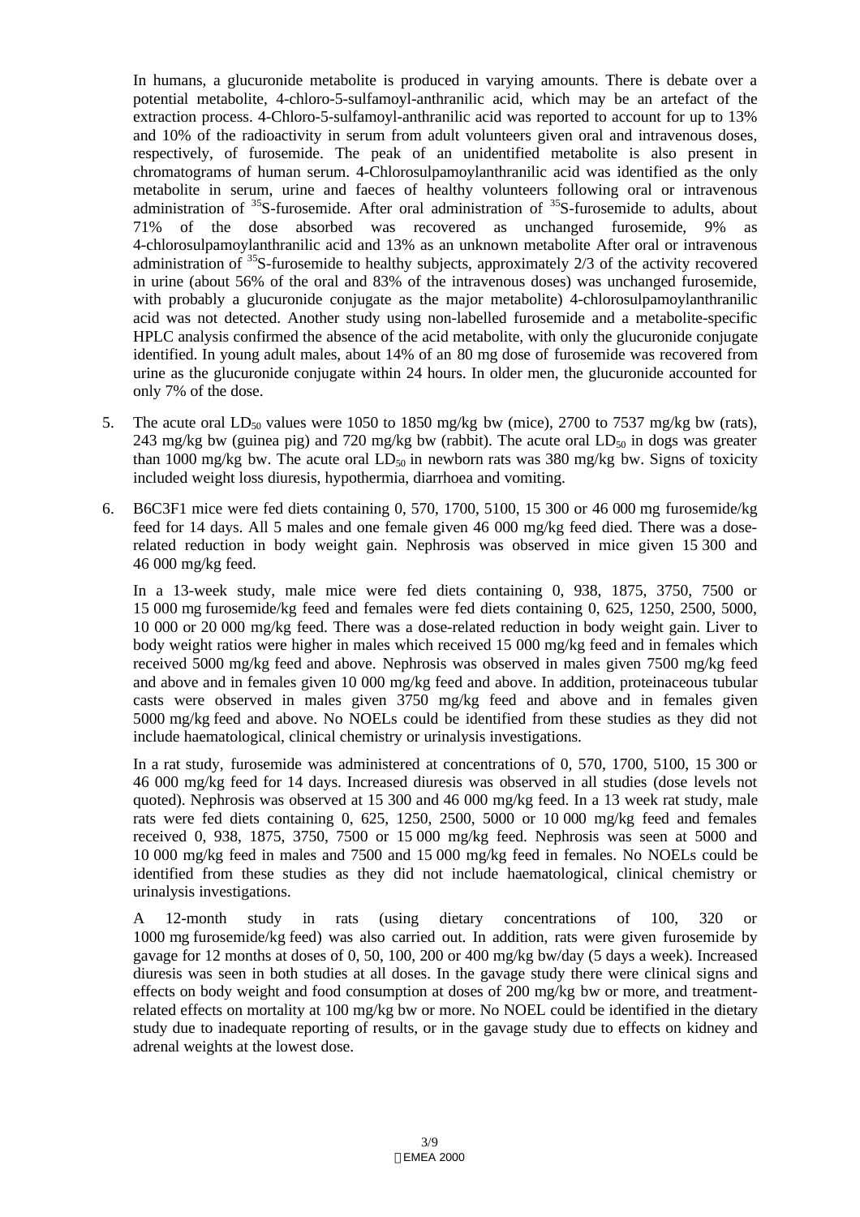In humans, a glucuronide metabolite is produced in varying amounts. There is debate over a potential metabolite, 4-chloro-5-sulfamoyl-anthranilic acid, which may be an artefact of the extraction process. 4-Chloro-5-sulfamoyl-anthranilic acid was reported to account for up to 13% and 10% of the radioactivity in serum from adult volunteers given oral and intravenous doses, respectively, of furosemide. The peak of an unidentified metabolite is also present in chromatograms of human serum. 4-Chlorosulpamoylanthranilic acid was identified as the only metabolite in serum, urine and faeces of healthy volunteers following oral or intravenous administration of $^{35}$S-furosemide. After oral administration of $^{35}$S-furosemide to adults, about 71% of the dose absorbed was recovered as unchanged furosemide, 9% as 4-chlorosulpamoylanthranilic acid and 13% as an unknown metabolite After oral or intravenous administration of $^{35}$S-furosemide to healthy subjects, approximately 2/3 of the activity recovered in urine (about 56% of the oral and 83% of the intravenous doses) was unchanged furosemide, with probably a glucuronide conjugate as the major metabolite) 4-chlorosulpamoylanthranilic acid was not detected. Another study using non-labelled furosemide and a metabolite-specific HPLC analysis confirmed the absence of the acid metabolite, with only the glucuronide conjugate identified. In young adult males, about 14% of an 80 mg dose of furosemide was recovered from urine as the glucuronide conjugate within 24 hours. In older men, the glucuronide accounted for only 7% of the dose.

5. The acute oral $LD_{50}$ values were 1050 to 1850 mg/kg bw (mice), 2700 to 7537 mg/kg bw (rats), 243 mg/kg bw (guinea pig) and 720 mg/kg bw (rabbit). The acute oral $LD_{50}$ in dogs was greater than 1000 mg/kg bw. The acute oral $LD_{50}$ in newborn rats was 380 mg/kg bw. Signs of toxicity included weight loss diuresis, hypothermia, diarrhoea and vomiting.

6. B6C3F1 mice were fed diets containing 0, 570, 1700, 5100, 15 300 or 46 000 mg furosemide/kg feed for 14 days. All 5 males and one female given 46 000 mg/kg feed died. There was a dose-related reduction in body weight gain. Nephrosis was observed in mice given 15 300 and 46 000 mg/kg feed.

   In a 13-week study, male mice were fed diets containing 0, 938, 1875, 3750, 7500 or 15 000 mg furosemide/kg feed and females were fed diets containing 0, 625, 1250, 2500, 5000, 10 000 or 20 000 mg/kg feed. There was a dose-related reduction in body weight gain. Liver to body weight ratios were higher in males which received 15 000 mg/kg feed and in females which received 5000 mg/kg feed and above. Nephrosis was observed in males given 7500 mg/kg feed and above and in females given 10 000 mg/kg feed and above. In addition, proteinaceous tubular casts were observed in males given 3750 mg/kg feed and above and in females given 5000 mg/kg feed and above. No NOELs could be identified from these studies as they did not include haematological, clinical chemistry or urinalysis investigations.

   In a rat study, furosemide was administered at concentrations of 0, 570, 1700, 5100, 15 300 or 46 000 mg/kg feed for 14 days. Increased diuresis was observed in all studies (dose levels not quoted). Nephrosis was observed at 15 300 and 46 000 mg/kg feed. In a 13 week rat study, male rats were fed diets containing 0, 625, 1250, 2500, 5000 or 10 000 mg/kg feed and females received 0, 938, 1875, 3750, 7500 or 15 000 mg/kg feed. Nephrosis was seen at 5000 and 10 000 mg/kg feed in males and 7500 and 15 000 mg/kg feed in females. No NOELs could be identified from these studies as they did not include haematological, clinical chemistry or urinalysis investigations.

   A 12-month study in rats (using dietary concentrations of 100, 320 or 1000 mg furosemide/kg feed) was also carried out. In addition, rats were given furosemide by gavage for 12 months at doses of 0, 50, 100, 200 or 400 mg/kg bw/day (5 days a week). Increased diuresis was seen in both studies at all doses. In the gavage study there were clinical signs and effects on body weight and food consumption at doses of 200 mg/kg bw or more, and treatment-related effects on mortality at 100 mg/kg bw or more. No NOEL could be identified in the dietary study due to inadequate reporting of results, or in the gavage study due to effects on kidney and adrenal weights at the lowest dose.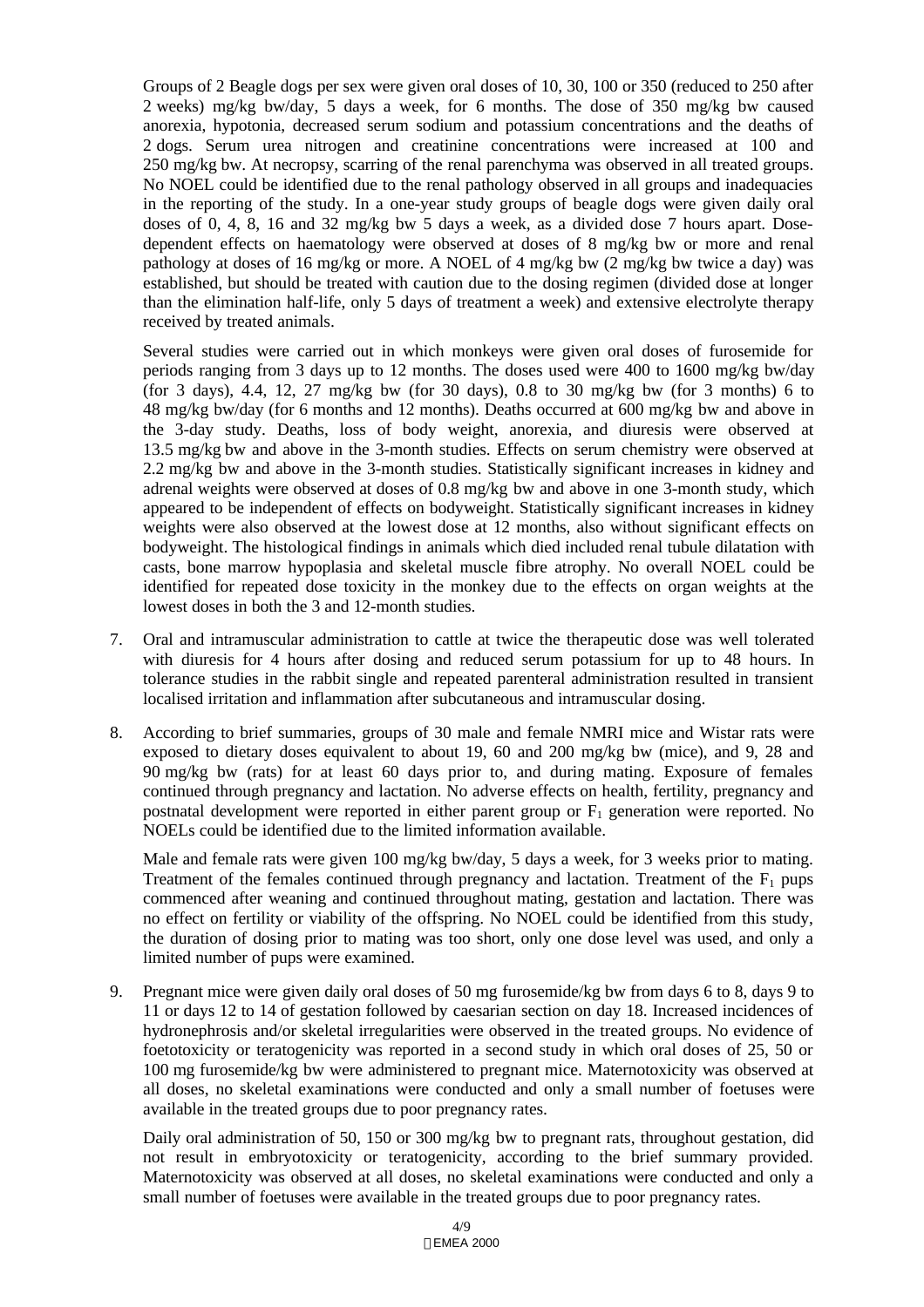Groups of 2 Beagle dogs per sex were given oral doses of 10, 30, 100 or 350 (reduced to 250 after 2 weeks) mg/kg bw/day, 5 days a week, for 6 months. The dose of 350 mg/kg bw caused anorexia, hypotonia, decreased serum sodium and potassium concentrations and the deaths of 2 dogs. Serum urea nitrogen and creatinine concentrations were increased at 100 and 250 mg/kg bw. At necropsy, scarring of the renal parenchyma was observed in all treated groups. No NOEL could be identified due to the renal pathology observed in all groups and inadequacies in the reporting of the study. In a one-year study groups of beagle dogs were given daily oral doses of 0, 4, 8, 16 and 32 mg/kg bw 5 days a week, as a divided dose 7 hours apart. Dose-dependent effects on haematology were observed at doses of 8 mg/kg bw or more and renal pathology at doses of 16 mg/kg or more. A NOEL of 4 mg/kg bw (2 mg/kg bw twice a day) was established, but should be treated with caution due to the dosing regimen (divided dose at longer than the elimination half-life, only 5 days of treatment a week) and extensive electrolyte therapy received by treated animals.

Several studies were carried out in which monkeys were given oral doses of furosemide for periods ranging from 3 days up to 12 months. The doses used were 400 to 1600 mg/kg bw/day (for 3 days), 4.4, 12, 27 mg/kg bw (for 30 days), 0.8 to 30 mg/kg bw (for 3 months) 6 to 48 mg/kg bw/day (for 6 months and 12 months). Deaths occurred at 600 mg/kg bw and above in the 3-day study. Deaths, loss of body weight, anorexia, and diuresis were observed at 13.5 mg/kg bw and above in the 3-month studies. Effects on serum chemistry were observed at 2.2 mg/kg bw and above in the 3-month studies. Statistically significant increases in kidney and adrenal weights were observed at doses of 0.8 mg/kg bw and above in one 3-month study, which appeared to be independent of effects on bodyweight. Statistically significant increases in kidney weights were also observed at the lowest dose at 12 months, also without significant effects on bodyweight. The histological findings in animals which died included renal tubule dilatation with casts, bone marrow hypoplasia and skeletal muscle fibre atrophy. No overall NOEL could be identified for repeated dose toxicity in the monkey due to the effects on organ weights at the lowest doses in both the 3 and 12-month studies.

7. Oral and intramuscular administration to cattle at twice the therapeutic dose was well tolerated with diuresis for 4 hours after dosing and reduced serum potassium for up to 48 hours. In tolerance studies in the rabbit single and repeated parenteral administration resulted in transient localised irritation and inflammation after subcutaneous and intramuscular dosing.

8. According to brief summaries, groups of 30 male and female NMRI mice and Wistar rats were exposed to dietary doses equivalent to about 19, 60 and 200 mg/kg bw (mice), and 9, 28 and 90 mg/kg bw (rats) for at least 60 days prior to, and during mating. Exposure of females continued through pregnancy and lactation. No adverse effects on health, fertility, pregnancy and postnatal development were reported in either parent group or $F_1$ generation were reported. No NOELs could be identified due to the limited information available.

   Male and female rats were given 100 mg/kg bw/day, 5 days a week, for 3 weeks prior to mating. Treatment of the females continued through pregnancy and lactation. Treatment of the $F_1$ pups commenced after weaning and continued throughout mating, gestation and lactation. There was no effect on fertility or viability of the offspring. No NOEL could be identified from this study, the duration of dosing prior to mating was too short, only one dose level was used, and only a limited number of pups were examined.

9. Pregnant mice were given daily oral doses of 50 mg furosemide/kg bw from days 6 to 8, days 9 to 11 or days 12 to 14 of gestation followed by caesarian section on day 18. Increased incidences of hydronephrosis and/or skeletal irregularities were observed in the treated groups. No evidence of foetotoxicity or teratogenicity was reported in a second study in which oral doses of 25, 50 or 100 mg furosemide/kg bw were administered to pregnant mice. Maternotoxicity was observed at all doses, no skeletal examinations were conducted and only a small number of foetuses were available in the treated groups due to poor pregnancy rates.

   Daily oral administration of 50, 150 or 300 mg/kg bw to pregnant rats, throughout gestation, did not result in embryotoxicity or teratogenicity, according to the brief summary provided. Maternotoxicity was observed at all doses, no skeletal examinations were conducted and only a small number of foetuses were available in the treated groups due to poor pregnancy rates.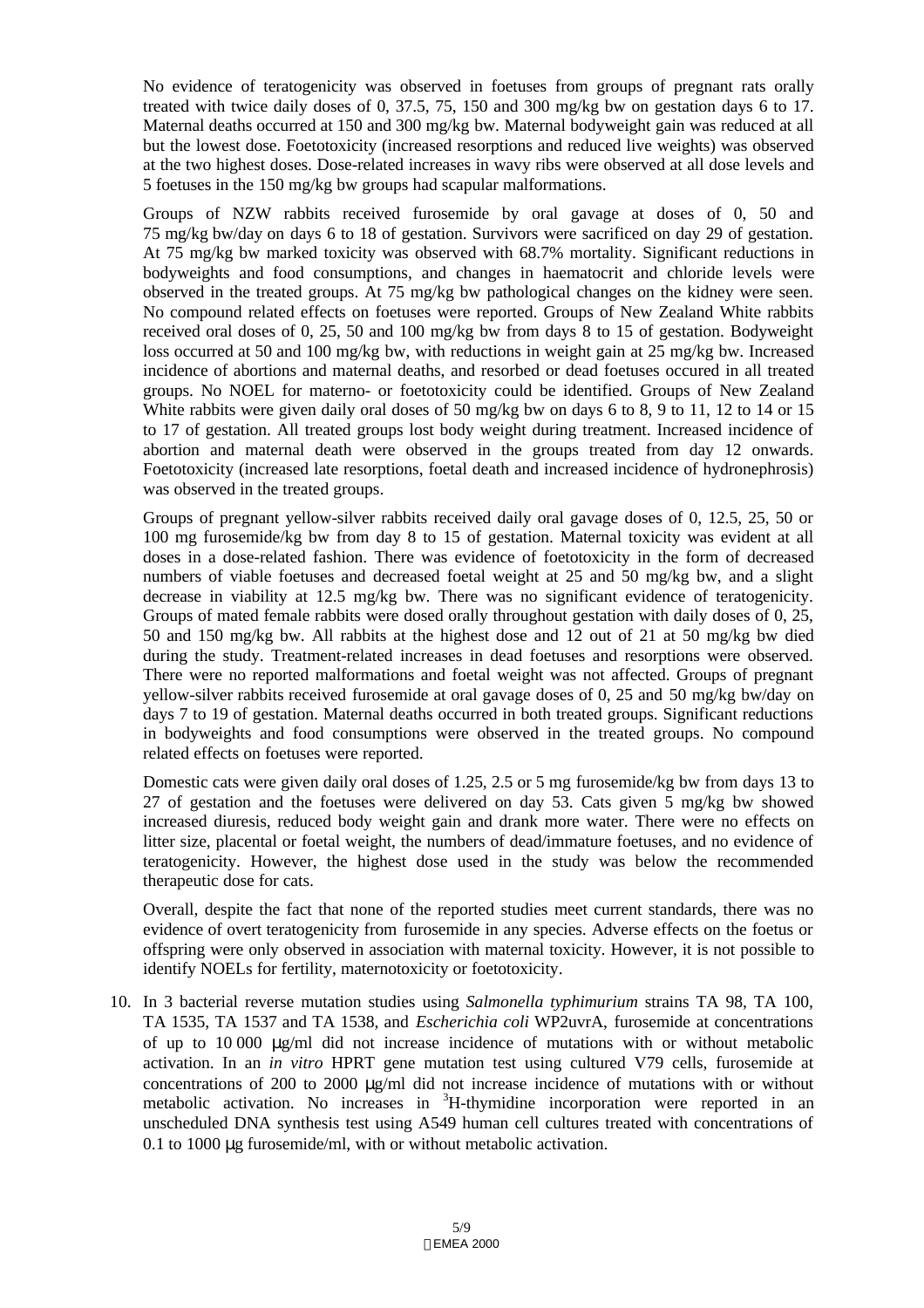No evidence of teratogenicity was observed in foetuses from groups of pregnant rats orally treated with twice daily doses of 0, 37.5, 75, 150 and 300 mg/kg bw on gestation days 6 to 17. Maternal deaths occurred at 150 and 300 mg/kg bw. Maternal bodyweight gain was reduced at all but the lowest dose. Foetotoxicity (increased resorptions and reduced live weights) was observed at the two highest doses. Dose-related increases in wavy ribs were observed at all dose levels and 5 foetuses in the 150 mg/kg bw groups had scapular malformations.

Groups of NZW rabbits received furosemide by oral gavage at doses of 0, 50 and 75 mg/kg bw/day on days 6 to 18 of gestation. Survivors were sacrificed on day 29 of gestation. At 75 mg/kg bw marked toxicity was observed with 68.7% mortality. Significant reductions in bodyweights and food consumptions, and changes in haematocrit and chloride levels were observed in the treated groups. At 75 mg/kg bw pathological changes on the kidney were seen. No compound related effects on foetuses were reported. Groups of New Zealand White rabbits received oral doses of 0, 25, 50 and 100 mg/kg bw from days 8 to 15 of gestation. Bodyweight loss occurred at 50 and 100 mg/kg bw, with reductions in weight gain at 25 mg/kg bw. Increased incidence of abortions and maternal deaths, and resorbed or dead foetuses occured in all treated groups. No NOEL for materno- or foetotoxicity could be identified. Groups of New Zealand White rabbits were given daily oral doses of 50 mg/kg bw on days 6 to 8, 9 to 11, 12 to 14 or 15 to 17 of gestation. All treated groups lost body weight during treatment. Increased incidence of abortion and maternal death were observed in the groups treated from day 12 onwards. Foetotoxicity (increased late resorptions, foetal death and increased incidence of hydronephrosis) was observed in the treated groups.

Groups of pregnant yellow-silver rabbits received daily oral gavage doses of 0, 12.5, 25, 50 or 100 mg furosemide/kg bw from day 8 to 15 of gestation. Maternal toxicity was evident at all doses in a dose-related fashion. There was evidence of foetotoxicity in the form of decreased numbers of viable foetuses and decreased foetal weight at 25 and 50 mg/kg bw, and a slight decrease in viability at 12.5 mg/kg bw. There was no significant evidence of teratogenicity. Groups of mated female rabbits were dosed orally throughout gestation with daily doses of 0, 25, 50 and 150 mg/kg bw. All rabbits at the highest dose and 12 out of 21 at 50 mg/kg bw died during the study. Treatment-related increases in dead foetuses and resorptions were observed. There were no reported malformations and foetal weight was not affected. Groups of pregnant yellow-silver rabbits received furosemide at oral gavage doses of 0, 25 and 50 mg/kg bw/day on days 7 to 19 of gestation. Maternal deaths occurred in both treated groups. Significant reductions in bodyweights and food consumptions were observed in the treated groups. No compound related effects on foetuses were reported.

Domestic cats were given daily oral doses of 1.25, 2.5 or 5 mg furosemide/kg bw from days 13 to 27 of gestation and the foetuses were delivered on day 53. Cats given 5 mg/kg bw showed increased diuresis, reduced body weight gain and drank more water. There were no effects on litter size, placental or foetal weight, the numbers of dead/immature foetuses, and no evidence of teratogenicity. However, the highest dose used in the study was below the recommended therapeutic dose for cats.

Overall, despite the fact that none of the reported studies meet current standards, there was no evidence of overt teratogenicity from furosemide in any species. Adverse effects on the foetus or offspring were only observed in association with maternal toxicity. However, it is not possible to identify NOELs for fertility, maternotoxicity or foetotoxicity.

10. In 3 bacterial reverse mutation studies using *Salmonella typhimurium* strains TA 98, TA 100, TA 1535, TA 1537 and TA 1538, and *Escherichia coli* WP2uvrA, furosemide at concentrations of up to 10 000 µg/ml did not increase incidence of mutations with or without metabolic activation. In an *in vitro* HPRT gene mutation test using cultured V79 cells, furosemide at concentrations of 200 to 2000 µg/ml did not increase incidence of mutations with or without metabolic activation. No increases in $^{3}$H-thymidine incorporation were reported in an unscheduled DNA synthesis test using A549 human cell cultures treated with concentrations of 0.1 to 1000 µg furosemide/ml, with or without metabolic activation.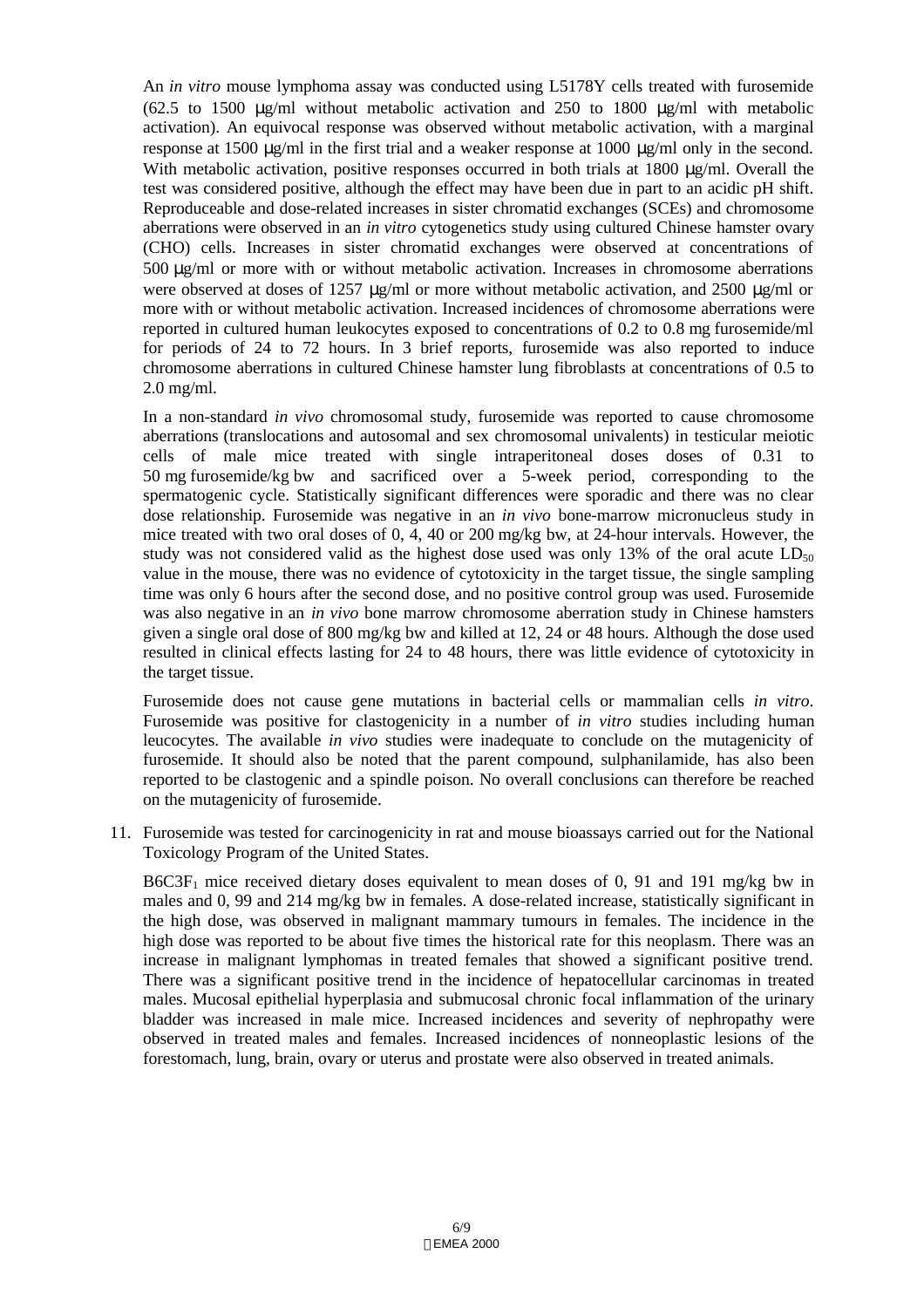An *in vitro* mouse lymphoma assay was conducted using L5178Y cells treated with furosemide (62.5 to 1500 µg/ml without metabolic activation and 250 to 1800 µg/ml with metabolic activation). An equivocal response was observed without metabolic activation, with a marginal response at 1500 µg/ml in the first trial and a weaker response at 1000 µg/ml only in the second. With metabolic activation, positive responses occurred in both trials at 1800 µg/ml. Overall the test was considered positive, although the effect may have been due in part to an acidic pH shift. Reproduceable and dose-related increases in sister chromatid exchanges (SCEs) and chromosome aberrations were observed in an *in vitro* cytogenetics study using cultured Chinese hamster ovary (CHO) cells. Increases in sister chromatid exchanges were observed at concentrations of 500 µg/ml or more with or without metabolic activation. Increases in chromosome aberrations were observed at doses of 1257 µg/ml or more without metabolic activation, and 2500 µg/ml or more with or without metabolic activation. Increased incidences of chromosome aberrations were reported in cultured human leukocytes exposed to concentrations of 0.2 to 0.8 mg furosemide/ml for periods of 24 to 72 hours. In 3 brief reports, furosemide was also reported to induce chromosome aberrations in cultured Chinese hamster lung fibroblasts at concentrations of 0.5 to 2.0 mg/ml.

In a non-standard *in vivo* chromosomal study, furosemide was reported to cause chromosome aberrations (translocations and autosomal and sex chromosomal univalents) in testicular meiotic cells of male mice treated with single intraperitoneal doses doses of 0.31 to 50 mg furosemide/kg bw and sacrificed over a 5-week period, corresponding to the spermatogenic cycle. Statistically significant differences were sporadic and there was no clear dose relationship. Furosemide was negative in an *in vivo* bone-marrow micronucleus study in mice treated with two oral doses of 0, 4, 40 or 200 mg/kg bw, at 24-hour intervals. However, the study was not considered valid as the highest dose used was only 13% of the oral acute $LD_{50}$ value in the mouse, there was no evidence of cytotoxicity in the target tissue, the single sampling time was only 6 hours after the second dose, and no positive control group was used. Furosemide was also negative in an *in vivo* bone marrow chromosome aberration study in Chinese hamsters given a single oral dose of 800 mg/kg bw and killed at 12, 24 or 48 hours. Although the dose used resulted in clinical effects lasting for 24 to 48 hours, there was little evidence of cytotoxicity in the target tissue.

Furosemide does not cause gene mutations in bacterial cells or mammalian cells *in vitro*. Furosemide was positive for clastogenicity in a number of *in vitro* studies including human leucocytes. The available *in vivo* studies were inadequate to conclude on the mutagenicity of furosemide. It should also be noted that the parent compound, sulphanilamide, has also been reported to be clastogenic and a spindle poison. No overall conclusions can therefore be reached on the mutagenicity of furosemide.

11. Furosemide was tested for carcinogenicity in rat and mouse bioassays carried out for the National Toxicology Program of the United States.

    $B6C3F_1$ mice received dietary doses equivalent to mean doses of 0, 91 and 191 mg/kg bw in males and 0, 99 and 214 mg/kg bw in females. A dose-related increase, statistically significant in the high dose, was observed in malignant mammary tumours in females. The incidence in the high dose was reported to be about five times the historical rate for this neoplasm. There was an increase in malignant lymphomas in treated females that showed a significant positive trend. There was a significant positive trend in the incidence of hepatocellular carcinomas in treated males. Mucosal epithelial hyperplasia and submucosal chronic focal inflammation of the urinary bladder was increased in male mice. Increased incidences and severity of nephropathy were observed in treated males and females. Increased incidences of nonneoplastic lesions of the forestomach, lung, brain, ovary or uterus and prostate were also observed in treated animals.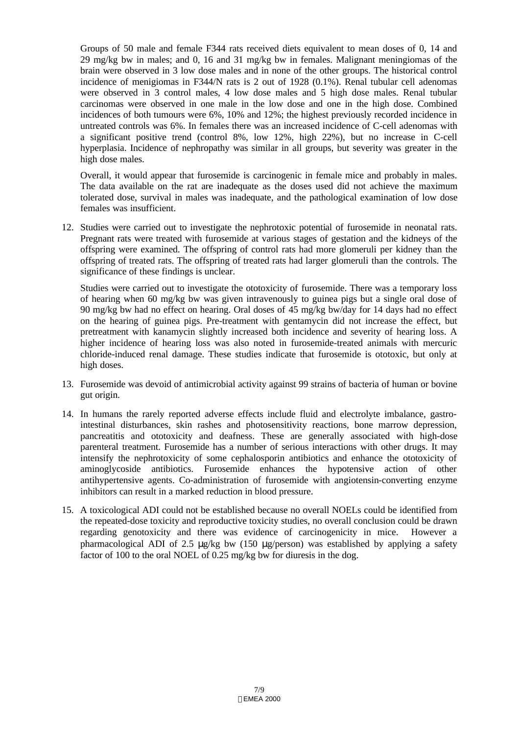Groups of 50 male and female F344 rats received diets equivalent to mean doses of 0, 14 and 29 mg/kg bw in males; and 0, 16 and 31 mg/kg bw in females. Malignant meningiomas of the brain were observed in 3 low dose males and in none of the other groups. The historical control incidence of menigiomas in F344/N rats is 2 out of 1928 (0.1%). Renal tubular cell adenomas were observed in 3 control males, 4 low dose males and 5 high dose males. Renal tubular carcinomas were observed in one male in the low dose and one in the high dose. Combined incidences of both tumours were 6%, 10% and 12%; the highest previously recorded incidence in untreated controls was 6%. In females there was an increased incidence of C-cell adenomas with a significant positive trend (control 8%, low 12%, high 22%), but no increase in C-cell hyperplasia. Incidence of nephropathy was similar in all groups, but severity was greater in the high dose males.

Overall, it would appear that furosemide is carcinogenic in female mice and probably in males. The data available on the rat are inadequate as the doses used did not achieve the maximum tolerated dose, survival in males was inadequate, and the pathological examination of low dose females was insufficient.

12. Studies were carried out to investigate the nephrotoxic potential of furosemide in neonatal rats. Pregnant rats were treated with furosemide at various stages of gestation and the kidneys of the offspring were examined. The offspring of control rats had more glomeruli per kidney than the offspring of treated rats. The offspring of treated rats had larger glomeruli than the controls. The significance of these findings is unclear.

    Studies were carried out to investigate the ototoxicity of furosemide. There was a temporary loss of hearing when 60 mg/kg bw was given intravenously to guinea pigs but a single oral dose of 90 mg/kg bw had no effect on hearing. Oral doses of 45 mg/kg bw/day for 14 days had no effect on the hearing of guinea pigs. Pre-treatment with gentamycin did not increase the effect, but pretreatment with kanamycin slightly increased both incidence and severity of hearing loss. A higher incidence of hearing loss was also noted in furosemide-treated animals with mercuric chloride-induced renal damage. These studies indicate that furosemide is ototoxic, but only at high doses.

13. Furosemide was devoid of antimicrobial activity against 99 strains of bacteria of human or bovine gut origin.

14. In humans the rarely reported adverse effects include fluid and electrolyte imbalance, gastro-intestinal disturbances, skin rashes and photosensitivity reactions, bone marrow depression, pancreatitis and ototoxicity and deafness. These are generally associated with high-dose parenteral treatment. Furosemide has a number of serious interactions with other drugs. It may intensify the nephrotoxicity of some cephalosporin antibiotics and enhance the ototoxicity of aminoglycoside antibiotics. Furosemide enhances the hypotensive action of other antihypertensive agents. Co-administration of furosemide with angiotensin-converting enzyme inhibitors can result in a marked reduction in blood pressure.

15. A toxicological ADI could not be established because no overall NOELs could be identified from the repeated-dose toxicity and reproductive toxicity studies, no overall conclusion could be drawn regarding genotoxicity and there was evidence of carcinogenicity in mice. However a pharmacological ADI of 2.5 µg/kg bw (150 µg/person) was established by applying a safety factor of 100 to the oral NOEL of 0.25 mg/kg bw for diuresis in the dog.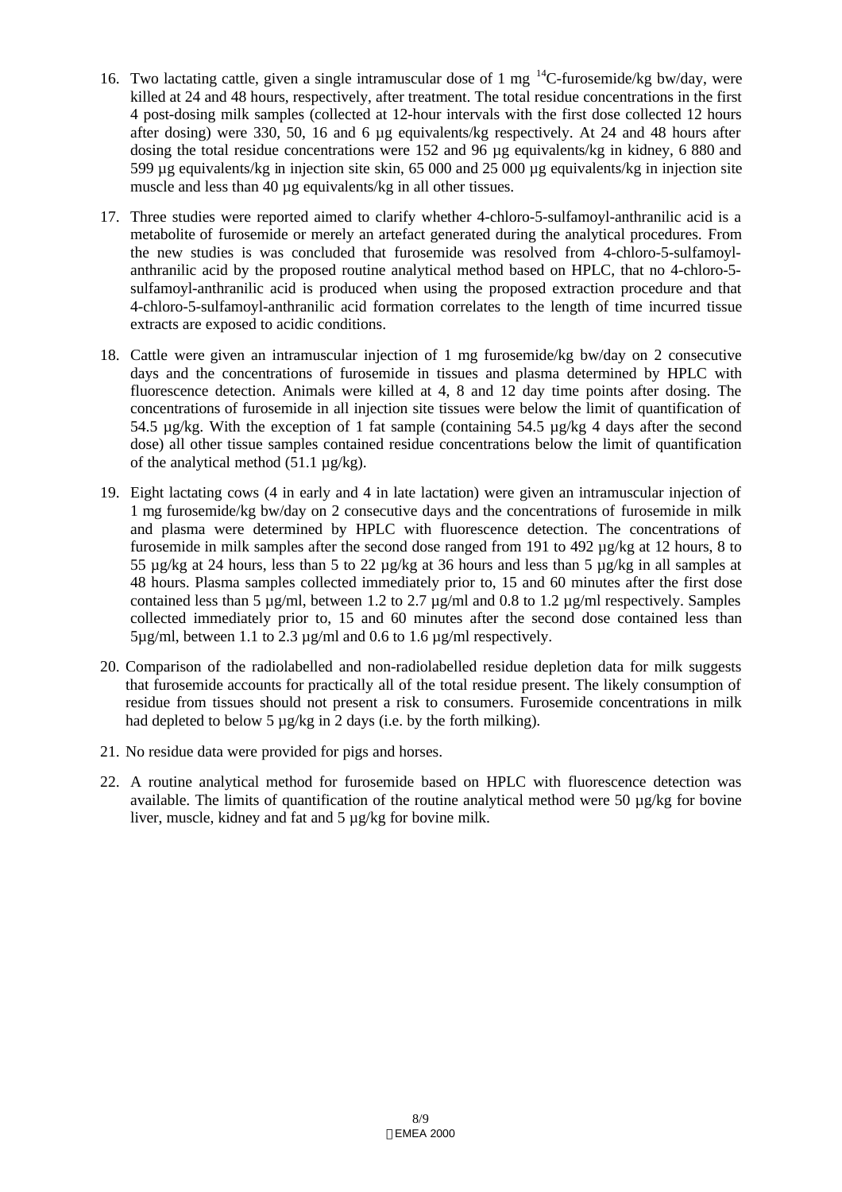16. Two lactating cattle, given a single intramuscular dose of 1 mg $^{14}$C-furosemide/kg bw/day, were killed at 24 and 48 hours, respectively, after treatment. The total residue concentrations in the first 4 post-dosing milk samples (collected at 12-hour intervals with the first dose collected 12 hours after dosing) were 330, 50, 16 and 6 µg equivalents/kg respectively. At 24 and 48 hours after dosing the total residue concentrations were 152 and 96 µg equivalents/kg in kidney, 6 880 and 599 µg equivalents/kg in injection site skin, 65 000 and 25 000 µg equivalents/kg in injection site muscle and less than 40 µg equivalents/kg in all other tissues.

17. Three studies were reported aimed to clarify whether 4-chloro-5-sulfamoyl-anthranilic acid is a metabolite of furosemide or merely an artefact generated during the analytical procedures. From the new studies is was concluded that furosemide was resolved from 4-chloro-5-sulfamoyl-anthranilic acid by the proposed routine analytical method based on HPLC, that no 4-chloro-5-sulfamoyl-anthranilic acid is produced when using the proposed extraction procedure and that 4-chloro-5-sulfamoyl-anthranilic acid formation correlates to the length of time incurred tissue extracts are exposed to acidic conditions.

18. Cattle were given an intramuscular injection of 1 mg furosemide/kg bw/day on 2 consecutive days and the concentrations of furosemide in tissues and plasma determined by HPLC with fluorescence detection. Animals were killed at 4, 8 and 12 day time points after dosing. The concentrations of furosemide in all injection site tissues were below the limit of quantification of 54.5 µg/kg. With the exception of 1 fat sample (containing 54.5 µg/kg 4 days after the second dose) all other tissue samples contained residue concentrations below the limit of quantification of the analytical method (51.1 µg/kg).

19. Eight lactating cows (4 in early and 4 in late lactation) were given an intramuscular injection of 1 mg furosemide/kg bw/day on 2 consecutive days and the concentrations of furosemide in milk and plasma were determined by HPLC with fluorescence detection. The concentrations of furosemide in milk samples after the second dose ranged from 191 to 492 µg/kg at 12 hours, 8 to 55 µg/kg at 24 hours, less than 5 to 22 µg/kg at 36 hours and less than 5 µg/kg in all samples at 48 hours. Plasma samples collected immediately prior to, 15 and 60 minutes after the first dose contained less than 5 µg/ml, between 1.2 to 2.7 µg/ml and 0.8 to 1.2 µg/ml respectively. Samples collected immediately prior to, 15 and 60 minutes after the second dose contained less than 5µg/ml, between 1.1 to 2.3 µg/ml and 0.6 to 1.6 µg/ml respectively.

20. Comparison of the radiolabelled and non-radiolabelled residue depletion data for milk suggests that furosemide accounts for practically all of the total residue present. The likely consumption of residue from tissues should not present a risk to consumers. Furosemide concentrations in milk had depleted to below 5 µg/kg in 2 days (i.e. by the forth milking).

21. No residue data were provided for pigs and horses.

22. A routine analytical method for furosemide based on HPLC with fluorescence detection was available. The limits of quantification of the routine analytical method were 50 µg/kg for bovine liver, muscle, kidney and fat and 5 µg/kg for bovine milk.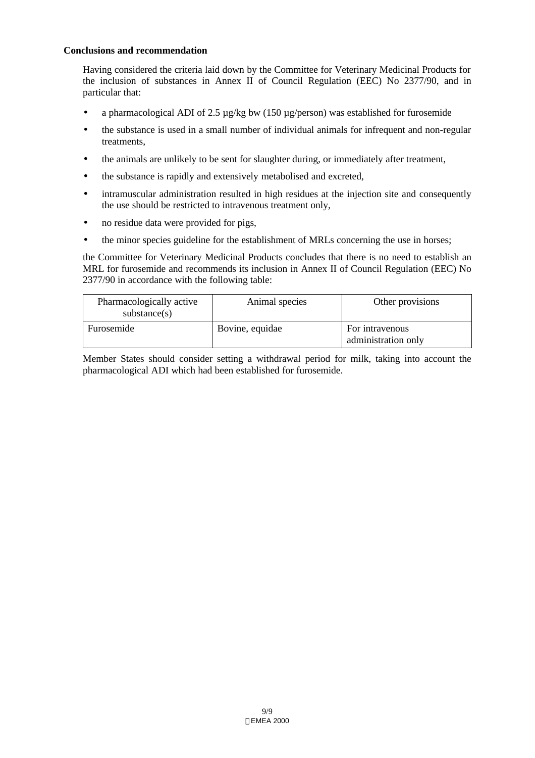**Conclusions and recommendation**

Having considered the criteria laid down by the Committee for Veterinary Medicinal Products for the inclusion of substances in Annex II of Council Regulation (EEC) No 2377/90, and in particular that:

- a pharmacological ADI of 2.5 µg/kg bw (150 µg/person) was established for furosemide
- the substance is used in a small number of individual animals for infrequent and non-regular treatments,
- the animals are unlikely to be sent for slaughter during, or immediately after treatment,
- the substance is rapidly and extensively metabolised and excreted,
- intramuscular administration resulted in high residues at the injection site and consequently the use should be restricted to intravenous treatment only,
- no residue data were provided for pigs,
- the minor species guideline for the establishment of MRLs concerning the use in horses;

the Committee for Veterinary Medicinal Products concludes that there is no need to establish an MRL for furosemide and recommends its inclusion in Annex II of Council Regulation (EEC) No 2377/90 in accordance with the following table:

| Pharmacologically active substance(s) | Animal species | Other provisions |
|---|---|---|
| Furosemide | Bovine, equidae | For intravenous administration only |

Member States should consider setting a withdrawal period for milk, taking into account the pharmacological ADI which had been established for furosemide.